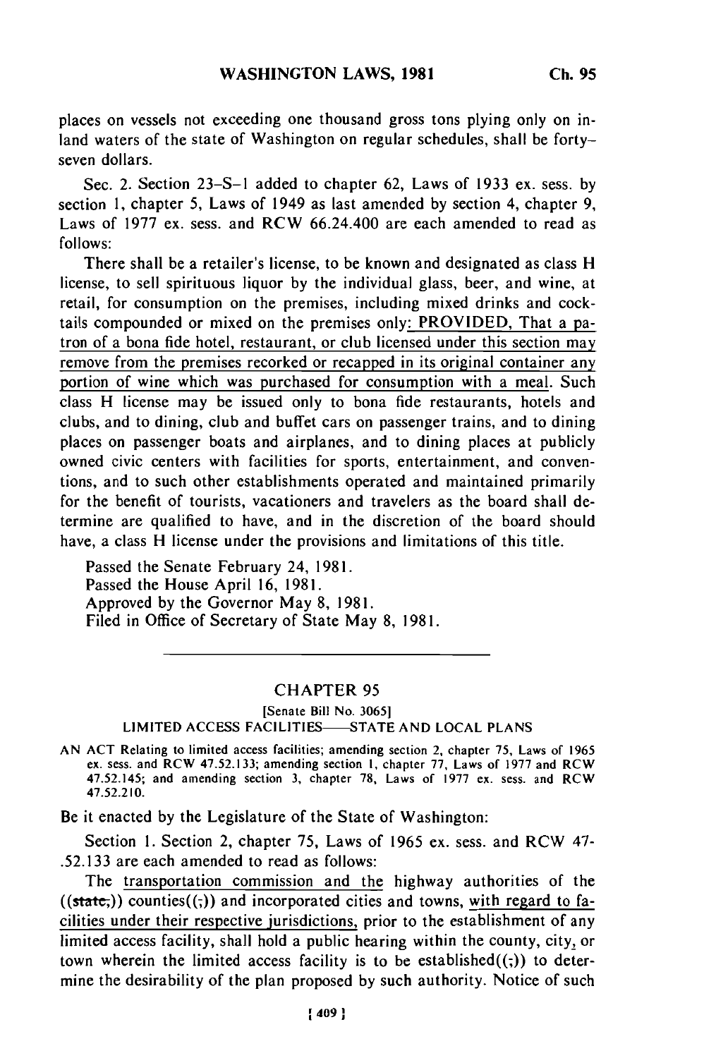places on vessels not exceeding one thousand gross tons plying only on inland waters of the state of Washington on regular schedules, shall be forty-seven dollars.

Sec. 2. Section 23–S–1 added to chapter 62, Laws of 1933 ex. sess. by section 1, chapter 5, Laws of 1949 as last amended by section 4, chapter 9, Laws of 1977 ex. sess. and RCW 66.24.400 are each amended to read as follows:

There shall be a retailer's license, to be known and designated as class H license, to sell spirituous liquor by the individual glass, beer, and wine, at retail, for consumption on the premises, including mixed drinks and cocktails compounded or mixed on the premises only: PROVIDED, That a patron of a bona fide hotel, restaurant, or club licensed under this section may remove from the premises recorked or recapped in its original container any portion of wine which was purchased for consumption with a meal. Such class H license may be issued only to bona fide restaurants, hotels and clubs, and to dining, club and buffet cars on passenger trains, and to dining places on passenger boats and airplanes, and to dining places at publicly owned civic centers with facilities for sports, entertainment, and conventions, and to such other establishments operated and maintained primarily for the benefit of tourists, vacationers and travelers as the board shall determine are qualified to have, and in the discretion of the board should have, a class H license under the provisions and limitations of this title.

Passed the Senate February 24, 1981.
Passed the House April 16, 1981.
Approved by the Governor May 8, 1981.
Filed in Office of Secretary of State May 8, 1981.

---

## CHAPTER 95

[Senate Bill No. 3065]

LIMITED ACCESS FACILITIES——STATE AND LOCAL PLANS

AN ACT Relating to limited access facilities; amending section 2, chapter 75, Laws of 1965 ex. sess. and RCW 47.52.133; amending section 1, chapter 77, Laws of 1977 and RCW 47.52.145; and amending section 3, chapter 78, Laws of 1977 ex. sess. and RCW 47.52.210.

Be it enacted by the Legislature of the State of Washington:

Section 1. Section 2, chapter 75, Laws of 1965 ex. sess. and RCW 47-.52.133 are each amended to read as follows:

The transportation commission and the highway authorities of the ((~~state,~~)) counties((;)) and incorporated cities and towns, with regard to facilities under their respective jurisdictions, prior to the establishment of any limited access facility, shall hold a public hearing within the county, city, or town wherein the limited access facility is to be established((;)) to determine the desirability of the plan proposed by such authority. Notice of such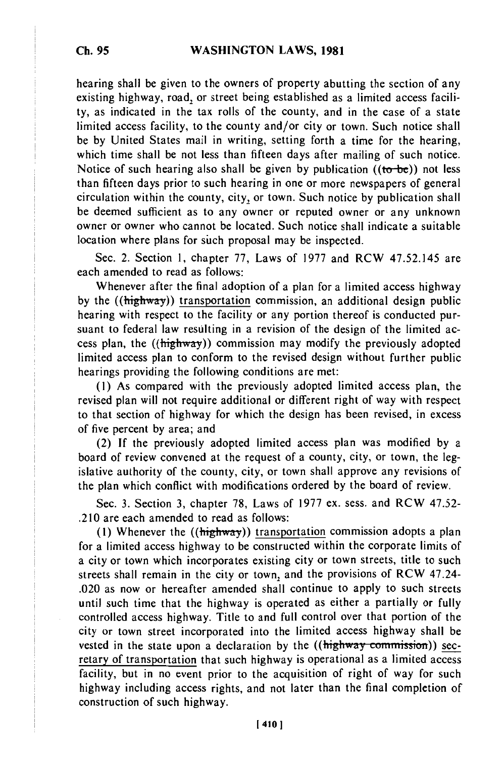hearing shall be given to the owners of property abutting the section of any existing highway, road, or street being established as a limited access facility, as indicated in the tax rolls of the county, and in the case of a state limited access facility, to the county and/or city or town. Such notice shall be by United States mail in writing, setting forth a time for the hearing, which time shall be not less than fifteen days after mailing of such notice. Notice of such hearing also shall be given by publication ((~~to be~~)) not less than fifteen days prior to such hearing in one or more newspapers of general circulation within the county, city, or town. Such notice by publication shall be deemed sufficient as to any owner or reputed owner or any unknown owner or owner who cannot be located. Such notice shall indicate a suitable location where plans for such proposal may be inspected.

Sec. 2. Section 1, chapter 77, Laws of 1977 and RCW 47.52.145 are each amended to read as follows:

Whenever after the final adoption of a plan for a limited access highway by the ((~~highway~~)) transportation commission, an additional design public hearing with respect to the facility or any portion thereof is conducted pursuant to federal law resulting in a revision of the design of the limited access plan, the ((~~highway~~)) commission may modify the previously adopted limited access plan to conform to the revised design without further public hearings providing the following conditions are met:

(1) As compared with the previously adopted limited access plan, the revised plan will not require additional or different right of way with respect to that section of highway for which the design has been revised, in excess of five percent by area; and

(2) If the previously adopted limited access plan was modified by a board of review convened at the request of a county, city, or town, the legislative authority of the county, city, or town shall approve any revisions of the plan which conflict with modifications ordered by the board of review.

Sec. 3. Section 3, chapter 78, Laws of 1977 ex. sess. and RCW 47.52.210 are each amended to read as follows:

(1) Whenever the ((~~highway~~)) transportation commission adopts a plan for a limited access highway to be constructed within the corporate limits of a city or town which incorporates existing city or town streets, title to such streets shall remain in the city or town, and the provisions of RCW 47.24.020 as now or hereafter amended shall continue to apply to such streets until such time that the highway is operated as either a partially or fully controlled access highway. Title to and full control over that portion of the city or town street incorporated into the limited access highway shall be vested in the state upon a declaration by the ((~~highway commission~~)) secretary of transportation that such highway is operational as a limited access facility, but in no event prior to the acquisition of right of way for such highway including access rights, and not later than the final completion of construction of such highway.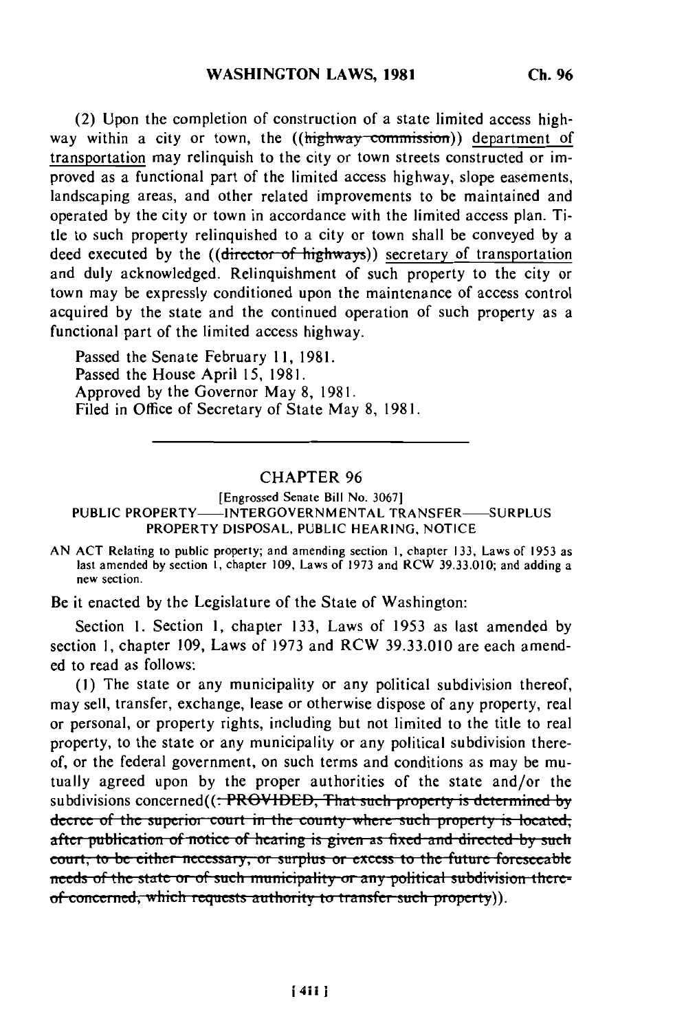(2) Upon the completion of construction of a state limited access highway within a city or town, the ((~~highway commission~~)) department of transportation may relinquish to the city or town streets constructed or improved as a functional part of the limited access highway, slope easements, landscaping areas, and other related improvements to be maintained and operated by the city or town in accordance with the limited access plan. Title to such property relinquished to a city or town shall be conveyed by a deed executed by the ((~~director of highways~~)) secretary of transportation and duly acknowledged. Relinquishment of such property to the city or town may be expressly conditioned upon the maintenance of access control acquired by the state and the continued operation of such property as a functional part of the limited access highway.

Passed the Senate February 11, 1981.
Passed the House April 15, 1981.
Approved by the Governor May 8, 1981.
Filed in Office of Secretary of State May 8, 1981.

---

## CHAPTER 96

[Engrossed Senate Bill No. 3067]

PUBLIC PROPERTY—INTERGOVERNMENTAL TRANSFER—SURPLUS PROPERTY DISPOSAL, PUBLIC HEARING, NOTICE

AN ACT Relating to public property; and amending section 1, chapter 133, Laws of 1953 as last amended by section 1, chapter 109, Laws of 1973 and RCW 39.33.010; and adding a new section.

Be it enacted by the Legislature of the State of Washington:

Section 1. Section 1, chapter 133, Laws of 1953 as last amended by section 1, chapter 109, Laws of 1973 and RCW 39.33.010 are each amended to read as follows:

(1) The state or any municipality or any political subdivision thereof, may sell, transfer, exchange, lease or otherwise dispose of any property, real or personal, or property rights, including but not limited to the title to real property, to the state or any municipality or any political subdivision thereof, or the federal government, on such terms and conditions as may be mutually agreed upon by the proper authorities of the state and/or the subdivisions concerned((~~: PROVIDED, That such property is determined by decree of the superior court in the county where such property is located, after publication of notice of hearing is given as fixed and directed by such court, to be either necessary, or surplus or excess to the future foreseeable needs of the state or of such municipality or any political subdivision thereof concerned, which requests authority to transfer such property~~)).